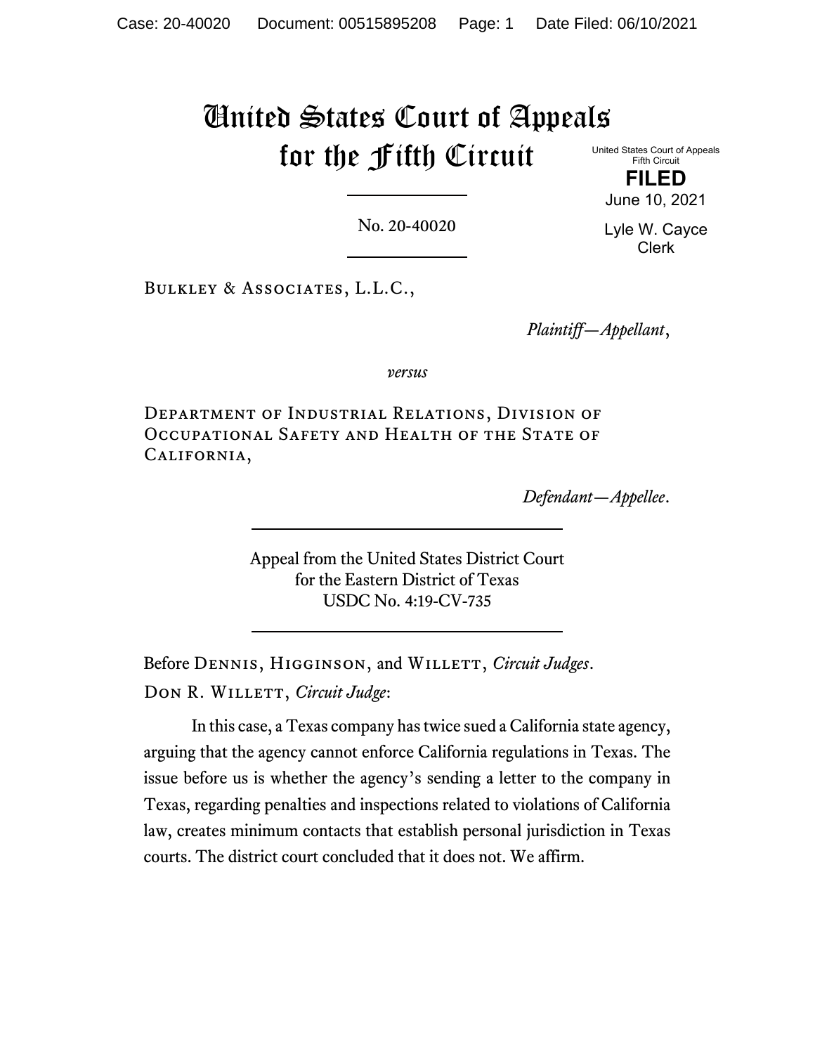# United States Court of Appeals for the Fifth Circuit

United States Court of Appeals
Fifth Circuit

**FILED**

June 10, 2021

Lyle W. Cayce
Clerk

No. 20-40020

Bulkley & Associates, L.L.C.,

*Plaintiff—Appellant*,

*versus*

Department of Industrial Relations, Division of Occupational Safety and Health of the State of California,

*Defendant—Appellee*.

Appeal from the United States District Court
for the Eastern District of Texas
USDC No. 4:19-CV-735

Before Dennis, Higginson, and Willett, *Circuit Judges*.

Don R. Willett, *Circuit Judge*:

In this case, a Texas company has twice sued a California state agency, arguing that the agency cannot enforce California regulations in Texas. The issue before us is whether the agency's sending a letter to the company in Texas, regarding penalties and inspections related to violations of California law, creates minimum contacts that establish personal jurisdiction in Texas courts. The district court concluded that it does not. We affirm.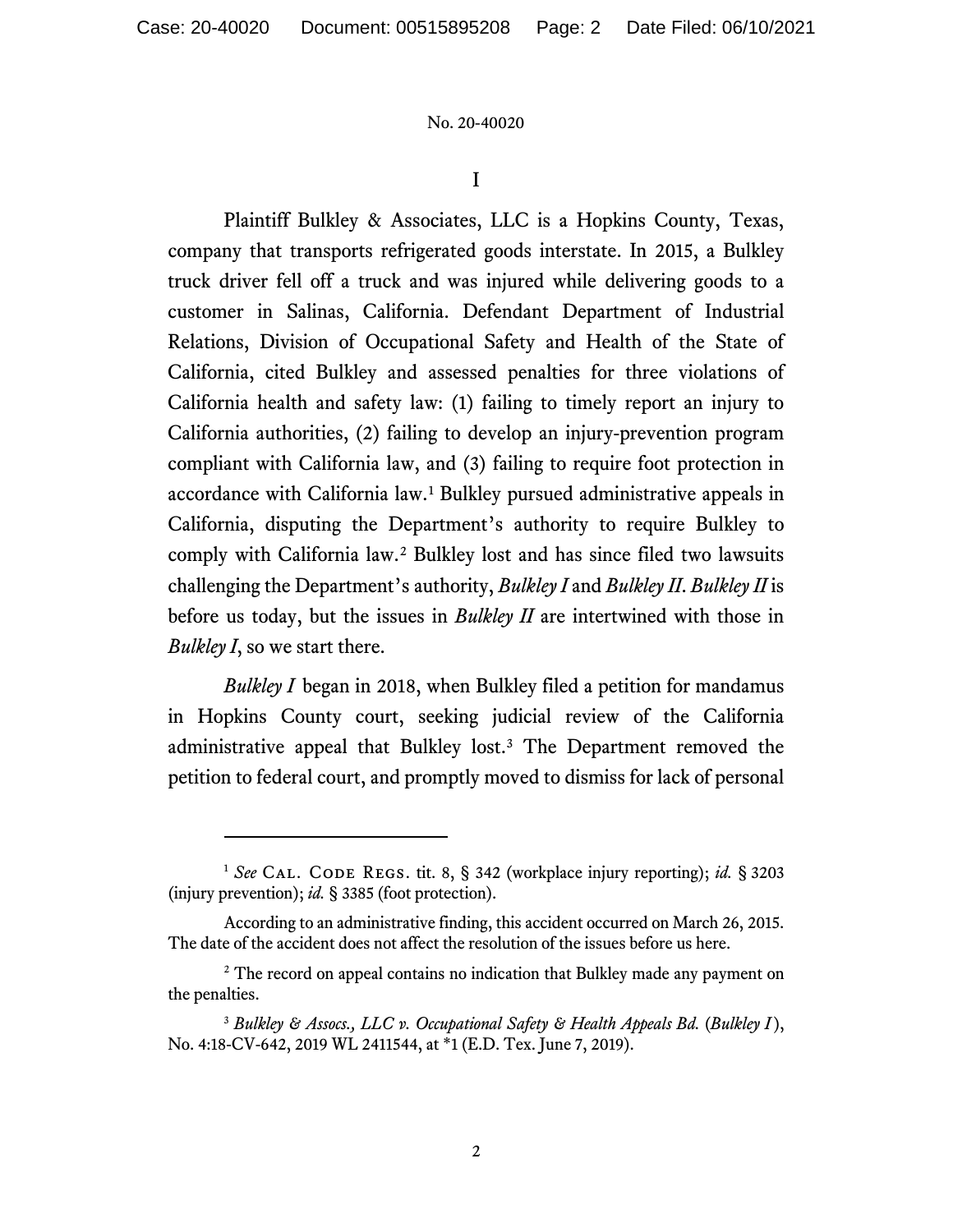No. 20-40020

# I

Plaintiff Bulkley & Associates, LLC is a Hopkins County, Texas, company that transports refrigerated goods interstate. In 2015, a Bulkley truck driver fell off a truck and was injured while delivering goods to a customer in Salinas, California. Defendant Department of Industrial Relations, Division of Occupational Safety and Health of the State of California, cited Bulkley and assessed penalties for three violations of California health and safety law: (1) failing to timely report an injury to California authorities, (2) failing to develop an injury-prevention program compliant with California law, and (3) failing to require foot protection in accordance with California law.[1] Bulkley pursued administrative appeals in California, disputing the Department's authority to require Bulkley to comply with California law.[2] Bulkley lost and has since filed two lawsuits challenging the Department's authority, *Bulkley I* and *Bulkley II*. *Bulkley II* is before us today, but the issues in *Bulkley II* are intertwined with those in *Bulkley I*, so we start there.

*Bulkley I* began in 2018, when Bulkley filed a petition for mandamus in Hopkins County court, seeking judicial review of the California administrative appeal that Bulkley lost.[3] The Department removed the petition to federal court, and promptly moved to dismiss for lack of personal

---

[1] *See* Cal. Code Regs. tit. 8, § 342 (workplace injury reporting); *id.* § 3203 (injury prevention); *id.* § 3385 (foot protection).

According to an administrative finding, this accident occurred on March 26, 2015. The date of the accident does not affect the resolution of the issues before us here.

[2] The record on appeal contains no indication that Bulkley made any payment on the penalties.

[3] *Bulkley & Assocs., LLC v. Occupational Safety & Health Appeals Bd.* (*Bulkley I*), No. 4:18-CV-642, 2019 WL 2411544, at *1 (E.D. Tex. June 7, 2019).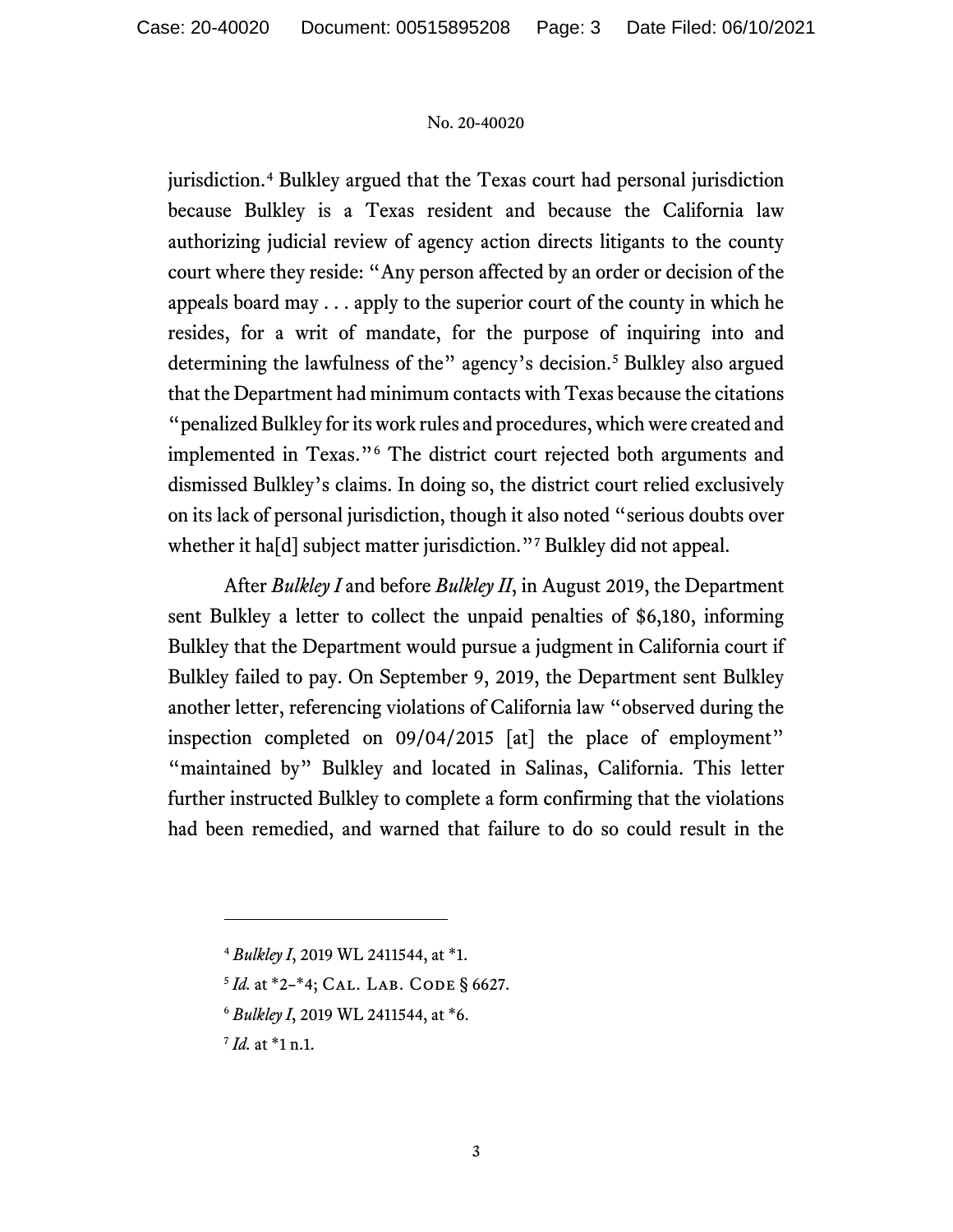jurisdiction.[4] Bulkley argued that the Texas court had personal jurisdiction because Bulkley is a Texas resident and because the California law authorizing judicial review of agency action directs litigants to the county court where they reside: "Any person affected by an order or decision of the appeals board may . . . apply to the superior court of the county in which he resides, for a writ of mandate, for the purpose of inquiring into and determining the lawfulness of the" agency's decision.[5] Bulkley also argued that the Department had minimum contacts with Texas because the citations "penalized Bulkley for its work rules and procedures, which were created and implemented in Texas."[6] The district court rejected both arguments and dismissed Bulkley's claims. In doing so, the district court relied exclusively on its lack of personal jurisdiction, though it also noted "serious doubts over whether it ha[d] subject matter jurisdiction."[7] Bulkley did not appeal.

After *Bulkley I* and before *Bulkley II*, in August 2019, the Department sent Bulkley a letter to collect the unpaid penalties of $6,180, informing Bulkley that the Department would pursue a judgment in California court if Bulkley failed to pay. On September 9, 2019, the Department sent Bulkley another letter, referencing violations of California law "observed during the inspection completed on 09/04/2015 [at] the place of employment" "maintained by" Bulkley and located in Salinas, California. This letter further instructed Bulkley to complete a form confirming that the violations had been remedied, and warned that failure to do so could result in the

---

[4] *Bulkley I*, 2019 WL 2411544, at *1.

[5] *Id.* at *2–*4; Cal. Lab. Code § 6627.

[6] *Bulkley I*, 2019 WL 2411544, at *6.

[7] *Id.* at *1 n.1.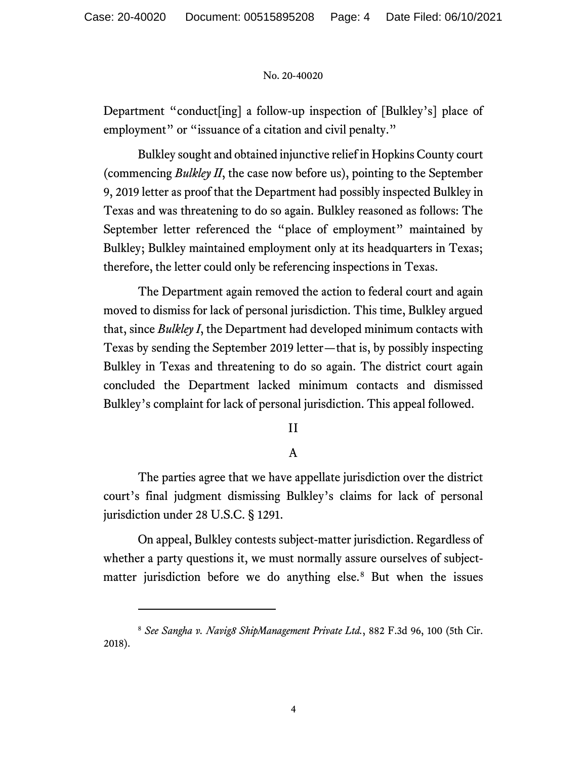Department "conduct[ing] a follow-up inspection of [Bulkley's] place of employment" or "issuance of a citation and civil penalty."

Bulkley sought and obtained injunctive relief in Hopkins County court (commencing *Bulkley II*, the case now before us), pointing to the September 9, 2019 letter as proof that the Department had possibly inspected Bulkley in Texas and was threatening to do so again. Bulkley reasoned as follows: The September letter referenced the "place of employment" maintained by Bulkley; Bulkley maintained employment only at its headquarters in Texas; therefore, the letter could only be referencing inspections in Texas.

The Department again removed the action to federal court and again moved to dismiss for lack of personal jurisdiction. This time, Bulkley argued that, since *Bulkley I*, the Department had developed minimum contacts with Texas by sending the September 2019 letter—that is, by possibly inspecting Bulkley in Texas and threatening to do so again. The district court again concluded the Department lacked minimum contacts and dismissed Bulkley's complaint for lack of personal jurisdiction. This appeal followed.

## II

### A

The parties agree that we have appellate jurisdiction over the district court's final judgment dismissing Bulkley's claims for lack of personal jurisdiction under 28 U.S.C. § 1291.

On appeal, Bulkley contests subject-matter jurisdiction. Regardless of whether a party questions it, we must normally assure ourselves of subject-matter jurisdiction before we do anything else.[8] But when the issues

---

[8] *See Sangha v. Navig8 ShipManagement Private Ltd.*, 882 F.3d 96, 100 (5th Cir. 2018).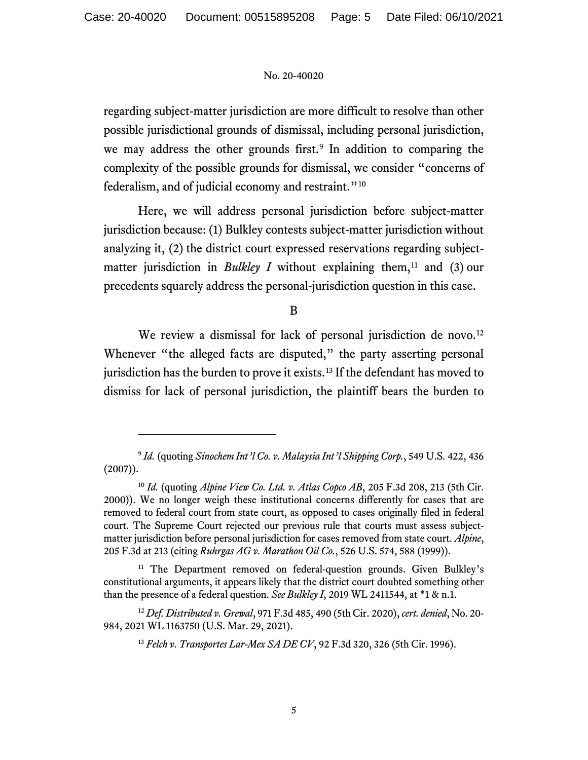regarding subject-matter jurisdiction are more difficult to resolve than other possible jurisdictional grounds of dismissal, including personal jurisdiction, we may address the other grounds first.[9] In addition to comparing the complexity of the possible grounds for dismissal, we consider "concerns of federalism, and of judicial economy and restraint."[10]

Here, we will address personal jurisdiction before subject-matter jurisdiction because: (1) Bulkley contests subject-matter jurisdiction without analyzing it, (2) the district court expressed reservations regarding subject-matter jurisdiction in *Bulkley I* without explaining them,[11] and (3) our precedents squarely address the personal-jurisdiction question in this case.

### B

We review a dismissal for lack of personal jurisdiction de novo.[12] Whenever "the alleged facts are disputed," the party asserting personal jurisdiction has the burden to prove it exists.[13] If the defendant has moved to dismiss for lack of personal jurisdiction, the plaintiff bears the burden to

---

[9] *Id.* (quoting *Sinochem Int'l Co. v. Malaysia Int'l Shipping Corp.*, 549 U.S. 422, 436 (2007)).

[10] *Id.* (quoting *Alpine View Co. Ltd. v. Atlas Copco AB*, 205 F.3d 208, 213 (5th Cir. 2000)). We no longer weigh these institutional concerns differently for cases that are removed to federal court from state court, as opposed to cases originally filed in federal court. The Supreme Court rejected our previous rule that courts must assess subject-matter jurisdiction before personal jurisdiction for cases removed from state court. *Alpine*, 205 F.3d at 213 (citing *Ruhrgas AG v. Marathon Oil Co.*, 526 U.S. 574, 588 (1999)).

[11] The Department removed on federal-question grounds. Given Bulkley's constitutional arguments, it appears likely that the district court doubted something other than the presence of a federal question. *See Bulkley I*, 2019 WL 2411544, at *1 & n.1.

[12] *Def. Distributed v. Grewal*, 971 F.3d 485, 490 (5th Cir. 2020), *cert. denied*, No. 20-984, 2021 WL 1163750 (U.S. Mar. 29, 2021).

[13] *Felch v. Transportes Lar-Mex SA DE CV*, 92 F.3d 320, 326 (5th Cir. 1996).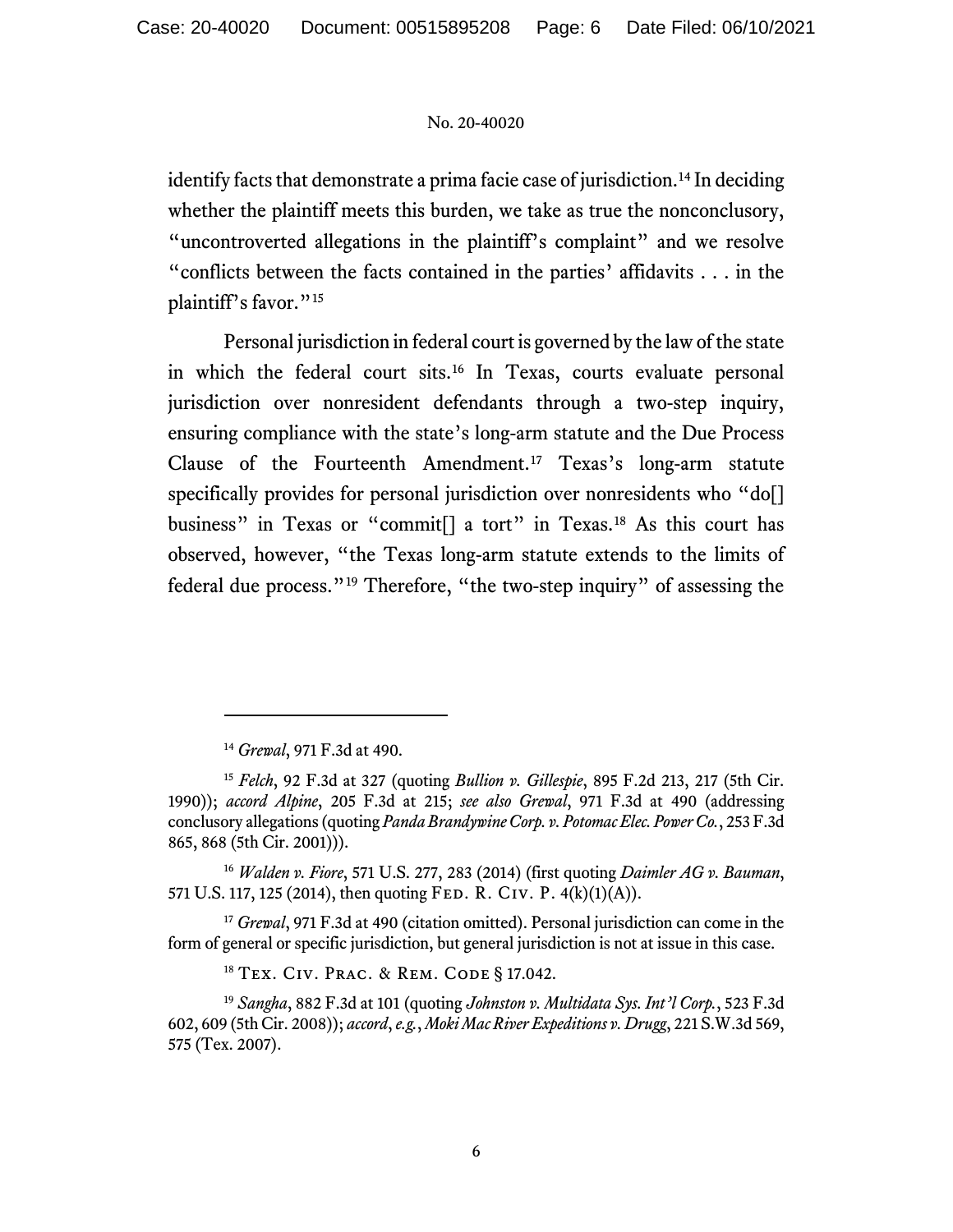identify facts that demonstrate a prima facie case of jurisdiction.[14] In deciding whether the plaintiff meets this burden, we take as true the nonconclusory, "uncontroverted allegations in the plaintiff's complaint" and we resolve "conflicts between the facts contained in the parties' affidavits . . . in the plaintiff's favor."[15]

Personal jurisdiction in federal court is governed by the law of the state in which the federal court sits.[16] In Texas, courts evaluate personal jurisdiction over nonresident defendants through a two-step inquiry, ensuring compliance with the state's long-arm statute and the Due Process Clause of the Fourteenth Amendment.[17] Texas's long-arm statute specifically provides for personal jurisdiction over nonresidents who "do[] business" in Texas or "commit[] a tort" in Texas.[18] As this court has observed, however, "the Texas long-arm statute extends to the limits of federal due process."[19] Therefore, "the two-step inquiry" of assessing the

---

[14] *Grewal*, 971 F.3d at 490.

[15] *Felch*, 92 F.3d at 327 (quoting *Bullion v. Gillespie*, 895 F.2d 213, 217 (5th Cir. 1990)); *accord Alpine*, 205 F.3d at 215; *see also Grewal*, 971 F.3d at 490 (addressing conclusory allegations (quoting *Panda Brandywine Corp. v. Potomac Elec. Power Co.*, 253 F.3d 865, 868 (5th Cir. 2001))).

[16] *Walden v. Fiore*, 571 U.S. 277, 283 (2014) (first quoting *Daimler AG v. Bauman*, 571 U.S. 117, 125 (2014), then quoting Fed. R. Civ. P. 4(k)(1)(A)).

[17] *Grewal*, 971 F.3d at 490 (citation omitted). Personal jurisdiction can come in the form of general or specific jurisdiction, but general jurisdiction is not at issue in this case.

[18] Tex. Civ. Prac. & Rem. Code § 17.042.

[19] *Sangha*, 882 F.3d at 101 (quoting *Johnston v. Multidata Sys. Int'l Corp.*, 523 F.3d 602, 609 (5th Cir. 2008)); *accord*, *e.g.*, *Moki Mac River Expeditions v. Drugg*, 221 S.W.3d 569, 575 (Tex. 2007).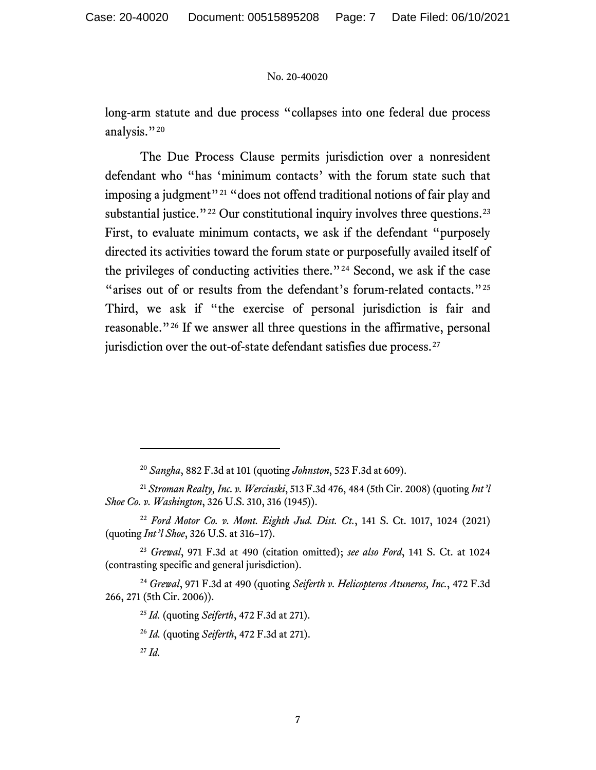long-arm statute and due process "collapses into one federal due process analysis."[20]

The Due Process Clause permits jurisdiction over a nonresident defendant who "has 'minimum contacts' with the forum state such that imposing a judgment"[21] "does not offend traditional notions of fair play and substantial justice."[22] Our constitutional inquiry involves three questions.[23] First, to evaluate minimum contacts, we ask if the defendant "purposely directed its activities toward the forum state or purposefully availed itself of the privileges of conducting activities there."[24] Second, we ask if the case "arises out of or results from the defendant's forum-related contacts."[25] Third, we ask if "the exercise of personal jurisdiction is fair and reasonable."[26] If we answer all three questions in the affirmative, personal jurisdiction over the out-of-state defendant satisfies due process.[27]

---

[20] *Sangha*, 882 F.3d at 101 (quoting *Johnston*, 523 F.3d at 609).

[21] *Stroman Realty, Inc. v. Wercinski*, 513 F.3d 476, 484 (5th Cir. 2008) (quoting *Int'l Shoe Co. v. Washington*, 326 U.S. 310, 316 (1945)).

[22] *Ford Motor Co. v. Mont. Eighth Jud. Dist. Ct.*, 141 S. Ct. 1017, 1024 (2021) (quoting *Int'l Shoe*, 326 U.S. at 316–17).

[23] *Grewal*, 971 F.3d at 490 (citation omitted); *see also Ford*, 141 S. Ct. at 1024 (contrasting specific and general jurisdiction).

[24] *Grewal*, 971 F.3d at 490 (quoting *Seiferth v. Helicopteros Atuneros, Inc.*, 472 F.3d 266, 271 (5th Cir. 2006)).

[25] *Id.* (quoting *Seiferth*, 472 F.3d at 271).

[26] *Id.* (quoting *Seiferth*, 472 F.3d at 271).

[27] *Id.*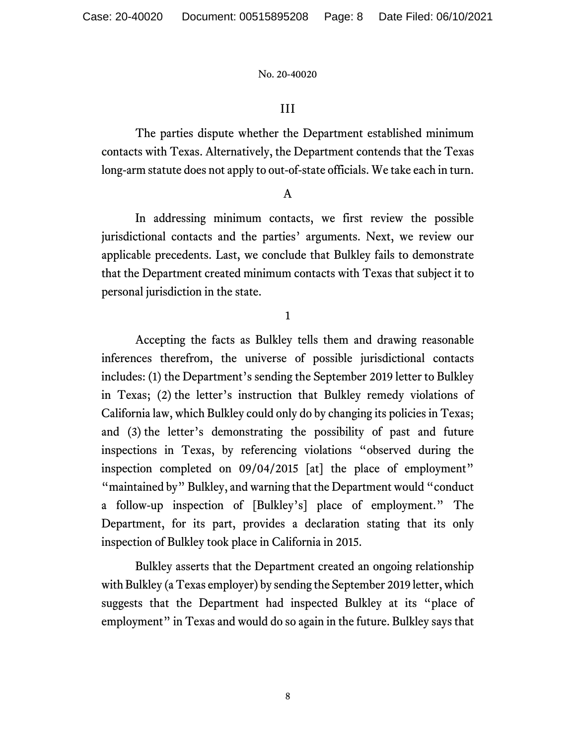## III

The parties dispute whether the Department established minimum contacts with Texas. Alternatively, the Department contends that the Texas long-arm statute does not apply to out-of-state officials. We take each in turn.

### A

In addressing minimum contacts, we first review the possible jurisdictional contacts and the parties' arguments. Next, we review our applicable precedents. Last, we conclude that Bulkley fails to demonstrate that the Department created minimum contacts with Texas that subject it to personal jurisdiction in the state.

#### 1

Accepting the facts as Bulkley tells them and drawing reasonable inferences therefrom, the universe of possible jurisdictional contacts includes: (1) the Department's sending the September 2019 letter to Bulkley in Texas; (2) the letter's instruction that Bulkley remedy violations of California law, which Bulkley could only do by changing its policies in Texas; and (3) the letter's demonstrating the possibility of past and future inspections in Texas, by referencing violations "observed during the inspection completed on 09/04/2015 [at] the place of employment" "maintained by" Bulkley, and warning that the Department would "conduct a follow-up inspection of [Bulkley's] place of employment." The Department, for its part, provides a declaration stating that its only inspection of Bulkley took place in California in 2015.

Bulkley asserts that the Department created an ongoing relationship with Bulkley (a Texas employer) by sending the September 2019 letter, which suggests that the Department had inspected Bulkley at its "place of employment" in Texas and would do so again in the future. Bulkley says that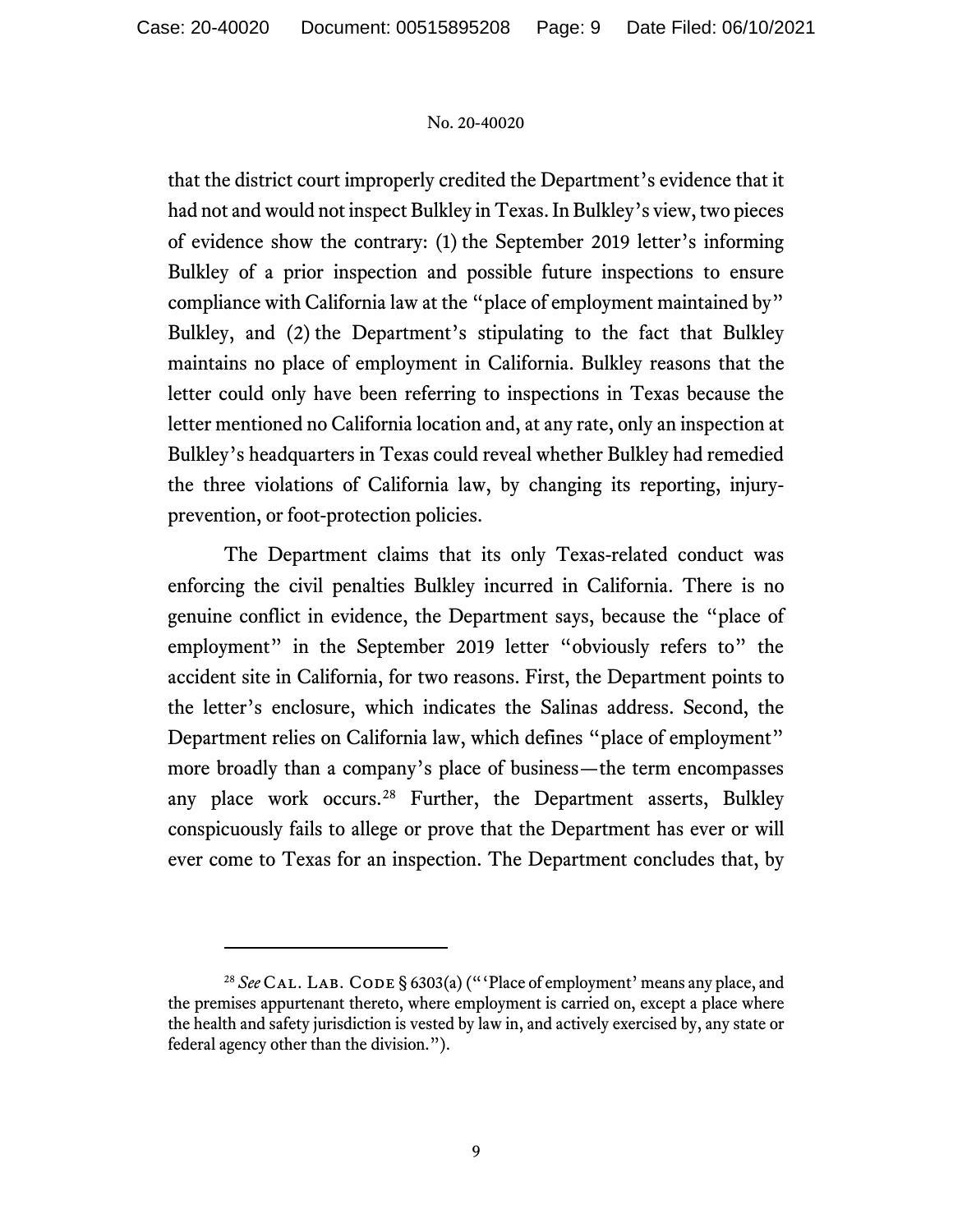that the district court improperly credited the Department's evidence that it had not and would not inspect Bulkley in Texas. In Bulkley's view, two pieces of evidence show the contrary: (1) the September 2019 letter's informing Bulkley of a prior inspection and possible future inspections to ensure compliance with California law at the "place of employment maintained by" Bulkley, and (2) the Department's stipulating to the fact that Bulkley maintains no place of employment in California. Bulkley reasons that the letter could only have been referring to inspections in Texas because the letter mentioned no California location and, at any rate, only an inspection at Bulkley's headquarters in Texas could reveal whether Bulkley had remedied the three violations of California law, by changing its reporting, injury-prevention, or foot-protection policies.

The Department claims that its only Texas-related conduct was enforcing the civil penalties Bulkley incurred in California. There is no genuine conflict in evidence, the Department says, because the "place of employment" in the September 2019 letter "obviously refers to" the accident site in California, for two reasons. First, the Department points to the letter's enclosure, which indicates the Salinas address. Second, the Department relies on California law, which defines "place of employment" more broadly than a company's place of business—the term encompasses any place work occurs.[28] Further, the Department asserts, Bulkley conspicuously fails to allege or prove that the Department has ever or will ever come to Texas for an inspection. The Department concludes that, by

---

[28] *See* CAL. LAB. CODE § 6303(a) ("'Place of employment' means any place, and the premises appurtenant thereto, where employment is carried on, except a place where the health and safety jurisdiction is vested by law in, and actively exercised by, any state or federal agency other than the division.").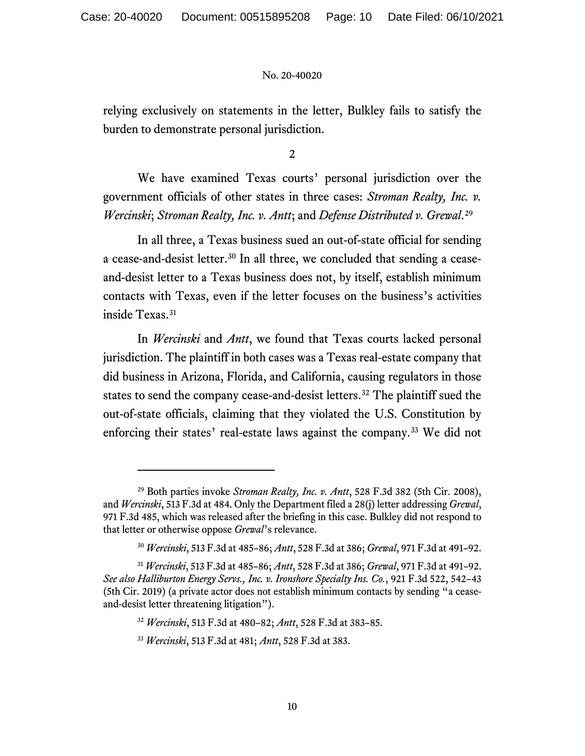relying exclusively on statements in the letter, Bulkley fails to satisfy the burden to demonstrate personal jurisdiction.

2

We have examined Texas courts' personal jurisdiction over the government officials of other states in three cases: *Stroman Realty, Inc. v. Wercinski*; *Stroman Realty, Inc. v. Antt*; and *Defense Distributed v. Grewal*.[29]

In all three, a Texas business sued an out-of-state official for sending a cease-and-desist letter.[30] In all three, we concluded that sending a cease-and-desist letter to a Texas business does not, by itself, establish minimum contacts with Texas, even if the letter focuses on the business's activities inside Texas.[31]

In *Wercinski* and *Antt*, we found that Texas courts lacked personal jurisdiction. The plaintiff in both cases was a Texas real-estate company that did business in Arizona, Florida, and California, causing regulators in those states to send the company cease-and-desist letters.[32] The plaintiff sued the out-of-state officials, claiming that they violated the U.S. Constitution by enforcing their states' real-estate laws against the company.[33] We did not

---

[29] Both parties invoke *Stroman Realty, Inc. v. Antt*, 528 F.3d 382 (5th Cir. 2008), and *Wercinski*, 513 F.3d at 484. Only the Department filed a 28(j) letter addressing *Grewal*, 971 F.3d 485, which was released after the briefing in this case. Bulkley did not respond to that letter or otherwise oppose *Grewal*'s relevance.

[30] *Wercinski*, 513 F.3d at 485–86; *Antt*, 528 F.3d at 386; *Grewal*, 971 F.3d at 491–92.

[31] *Wercinski*, 513 F.3d at 485–86; *Antt*, 528 F.3d at 386; *Grewal*, 971 F.3d at 491–92. *See also Halliburton Energy Servs., Inc. v. Ironshore Specialty Ins. Co.*, 921 F.3d 522, 542–43 (5th Cir. 2019) (a private actor does not establish minimum contacts by sending "a cease-and-desist letter threatening litigation").

[32] *Wercinski*, 513 F.3d at 480–82; *Antt*, 528 F.3d at 383–85.

[33] *Wercinski*, 513 F.3d at 481; *Antt*, 528 F.3d at 383.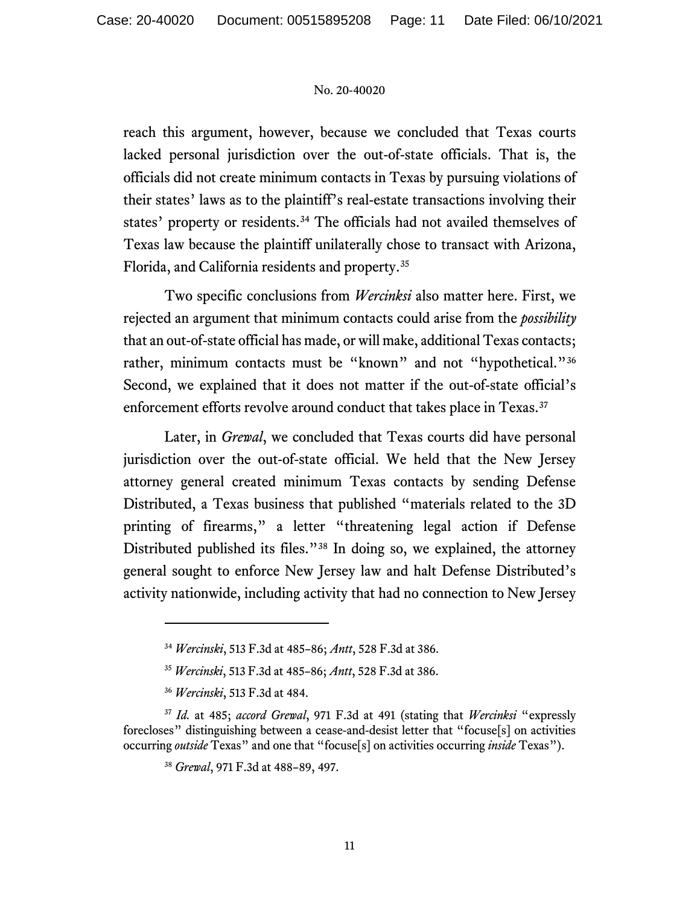reach this argument, however, because we concluded that Texas courts lacked personal jurisdiction over the out-of-state officials. That is, the officials did not create minimum contacts in Texas by pursuing violations of their states' laws as to the plaintiff's real-estate transactions involving their states' property or residents.[34] The officials had not availed themselves of Texas law because the plaintiff unilaterally chose to transact with Arizona, Florida, and California residents and property.[35]

Two specific conclusions from *Wercinksi* also matter here. First, we rejected an argument that minimum contacts could arise from the *possibility* that an out-of-state official has made, or will make, additional Texas contacts; rather, minimum contacts must be "known" and not "hypothetical."[36] Second, we explained that it does not matter if the out-of-state official's enforcement efforts revolve around conduct that takes place in Texas.[37]

Later, in *Grewal*, we concluded that Texas courts did have personal jurisdiction over the out-of-state official. We held that the New Jersey attorney general created minimum Texas contacts by sending Defense Distributed, a Texas business that published "materials related to the 3D printing of firearms," a letter "threatening legal action if Defense Distributed published its files."[38] In doing so, we explained, the attorney general sought to enforce New Jersey law and halt Defense Distributed's activity nationwide, including activity that had no connection to New Jersey

---

[34] *Wercinski*, 513 F.3d at 485–86; *Antt*, 528 F.3d at 386.

[35] *Wercinski*, 513 F.3d at 485–86; *Antt*, 528 F.3d at 386.

[36] *Wercinski*, 513 F.3d at 484.

[37] *Id.* at 485; *accord Grewal*, 971 F.3d at 491 (stating that *Wercinksi* "expressly forecloses" distinguishing between a cease-and-desist letter that "focuse[s] on activities occurring *outside* Texas" and one that "focuse[s] on activities occurring *inside* Texas").

[38] *Grewal*, 971 F.3d at 488–89, 497.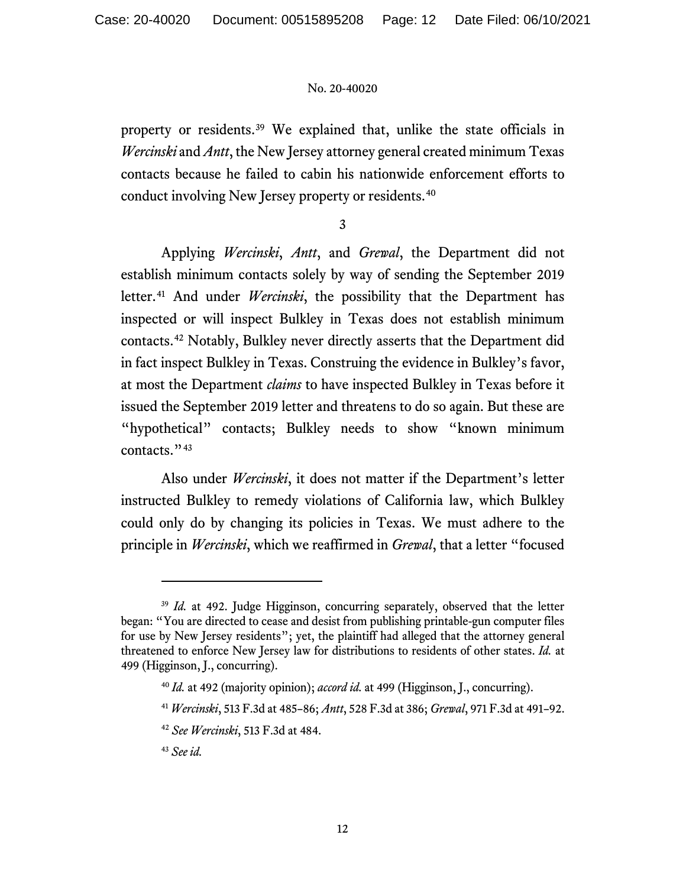property or residents.[39] We explained that, unlike the state officials in *Wercinski* and *Antt*, the New Jersey attorney general created minimum Texas contacts because he failed to cabin his nationwide enforcement efforts to conduct involving New Jersey property or residents.[40]

3

Applying *Wercinski*, *Antt*, and *Grewal*, the Department did not establish minimum contacts solely by way of sending the September 2019 letter.[41] And under *Wercinski*, the possibility that the Department has inspected or will inspect Bulkley in Texas does not establish minimum contacts.[42] Notably, Bulkley never directly asserts that the Department did in fact inspect Bulkley in Texas. Construing the evidence in Bulkley's favor, at most the Department *claims* to have inspected Bulkley in Texas before it issued the September 2019 letter and threatens to do so again. But these are "hypothetical" contacts; Bulkley needs to show "known minimum contacts."[43]

Also under *Wercinski*, it does not matter if the Department's letter instructed Bulkley to remedy violations of California law, which Bulkley could only do by changing its policies in Texas. We must adhere to the principle in *Wercinski*, which we reaffirmed in *Grewal*, that a letter "focused

---

[39] *Id.* at 492. Judge Higginson, concurring separately, observed that the letter began: "You are directed to cease and desist from publishing printable-gun computer files for use by New Jersey residents"; yet, the plaintiff had alleged that the attorney general threatened to enforce New Jersey law for distributions to residents of other states. *Id.* at 499 (Higginson, J., concurring).

[40] *Id.* at 492 (majority opinion); *accord id.* at 499 (Higginson, J., concurring).

[41] *Wercinski*, 513 F.3d at 485–86; *Antt*, 528 F.3d at 386; *Grewal*, 971 F.3d at 491–92.

[42] *See Wercinski*, 513 F.3d at 484.

[43] *See id.*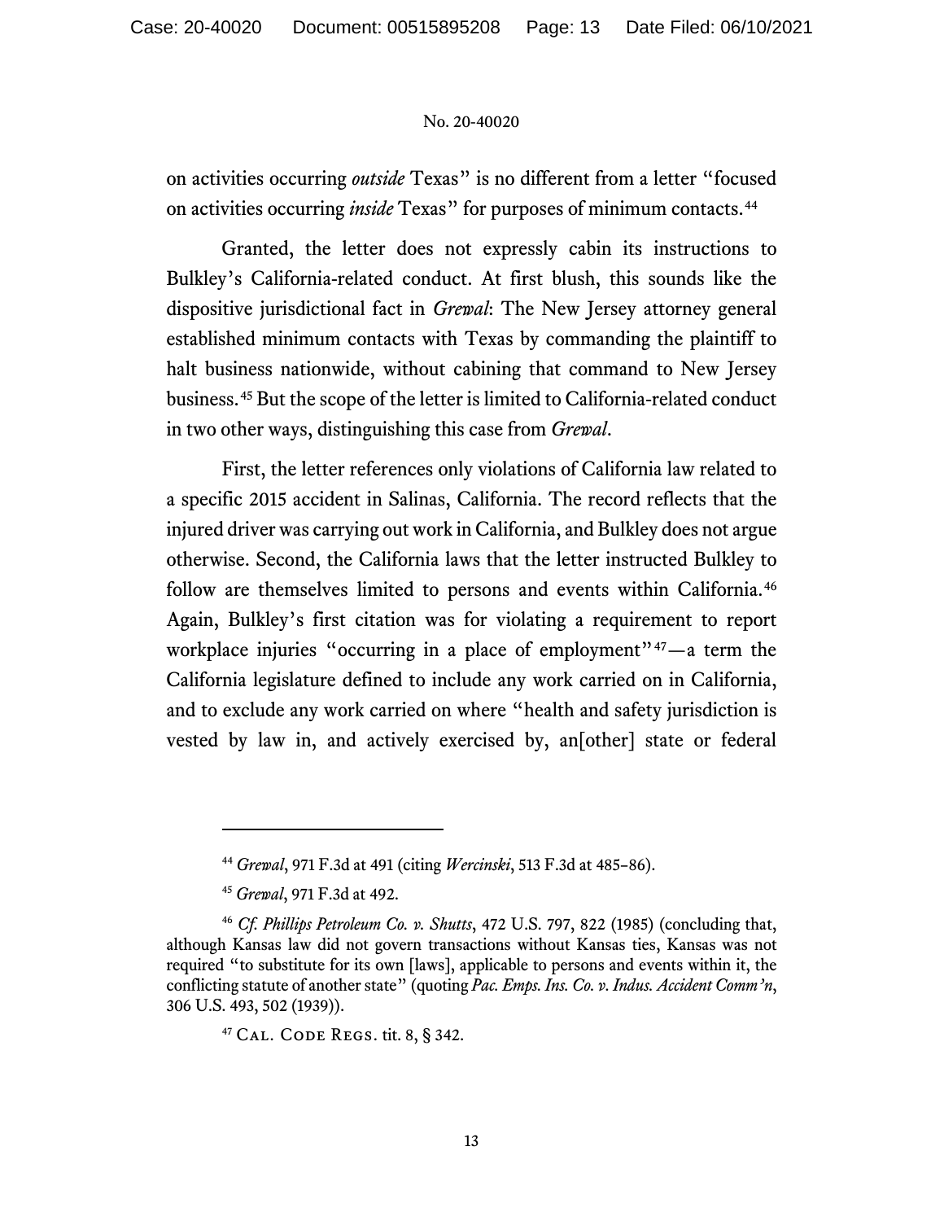on activities occurring *outside* Texas" is no different from a letter "focused on activities occurring *inside* Texas" for purposes of minimum contacts.[44]

Granted, the letter does not expressly cabin its instructions to Bulkley's California-related conduct. At first blush, this sounds like the dispositive jurisdictional fact in *Grewal*: The New Jersey attorney general established minimum contacts with Texas by commanding the plaintiff to halt business nationwide, without cabining that command to New Jersey business.[45] But the scope of the letter is limited to California-related conduct in two other ways, distinguishing this case from *Grewal*.

First, the letter references only violations of California law related to a specific 2015 accident in Salinas, California. The record reflects that the injured driver was carrying out work in California, and Bulkley does not argue otherwise. Second, the California laws that the letter instructed Bulkley to follow are themselves limited to persons and events within California.[46] Again, Bulkley's first citation was for violating a requirement to report workplace injuries "occurring in a place of employment"[47]—a term the California legislature defined to include any work carried on in California, and to exclude any work carried on where "health and safety jurisdiction is vested by law in, and actively exercised by, an[other] state or federal

---

[44] *Grewal*, 971 F.3d at 491 (citing *Wercinski*, 513 F.3d at 485–86).

[45] *Grewal*, 971 F.3d at 492.

[46] *Cf. Phillips Petroleum Co. v. Shutts*, 472 U.S. 797, 822 (1985) (concluding that, although Kansas law did not govern transactions without Kansas ties, Kansas was not required "to substitute for its own [laws], applicable to persons and events within it, the conflicting statute of another state" (quoting *Pac. Emps. Ins. Co. v. Indus. Accident Comm'n*, 306 U.S. 493, 502 (1939)).

[47] Cal. Code Regs. tit. 8, § 342.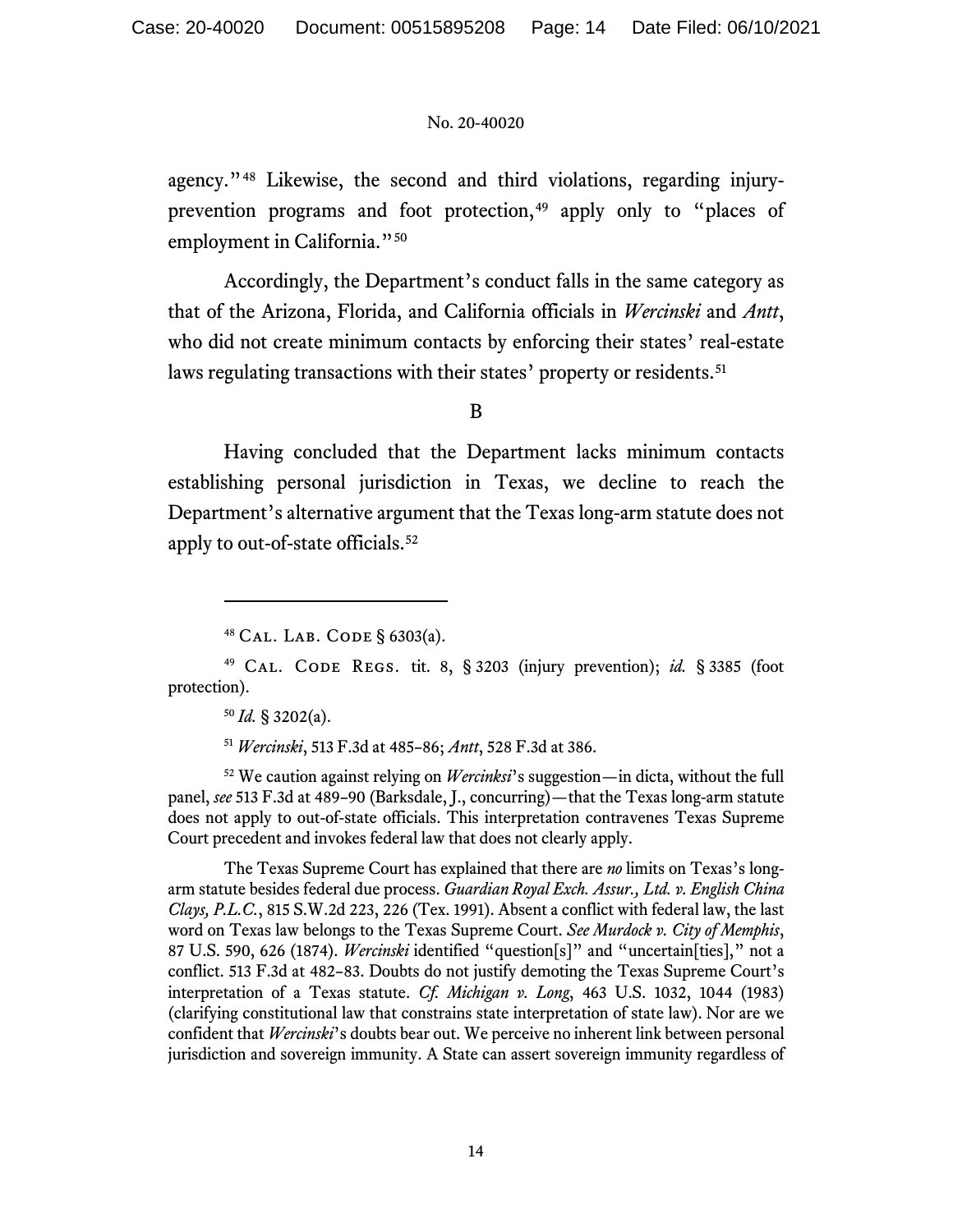agency."[48] Likewise, the second and third violations, regarding injury-prevention programs and foot protection,[49] apply only to "places of employment in California."[50]

Accordingly, the Department's conduct falls in the same category as that of the Arizona, Florida, and California officials in *Wercinski* and *Antt*, who did not create minimum contacts by enforcing their states' real-estate laws regulating transactions with their states' property or residents.[51]

B

Having concluded that the Department lacks minimum contacts establishing personal jurisdiction in Texas, we decline to reach the Department's alternative argument that the Texas long-arm statute does not apply to out-of-state officials.[52]

---

[48] CAL. LAB. CODE § 6303(a).

[49] CAL. CODE REGS. tit. 8, § 3203 (injury prevention); *id.* § 3385 (foot protection).

[50] *Id.* § 3202(a).

[51] *Wercinski*, 513 F.3d at 485–86; *Antt*, 528 F.3d at 386.

[52] We caution against relying on *Wercinksi*'s suggestion—in dicta, without the full panel, *see* 513 F.3d at 489–90 (Barksdale, J., concurring)—that the Texas long-arm statute does not apply to out-of-state officials. This interpretation contravenes Texas Supreme Court precedent and invokes federal law that does not clearly apply.

The Texas Supreme Court has explained that there are *no* limits on Texas's long-arm statute besides federal due process. *Guardian Royal Exch. Assur., Ltd. v. English China Clays, P.L.C.*, 815 S.W.2d 223, 226 (Tex. 1991). Absent a conflict with federal law, the last word on Texas law belongs to the Texas Supreme Court. *See Murdock v. City of Memphis*, 87 U.S. 590, 626 (1874). *Wercinski* identified "question[s]" and "uncertain[ties]," not a conflict. 513 F.3d at 482–83. Doubts do not justify demoting the Texas Supreme Court's interpretation of a Texas statute. *Cf. Michigan v. Long*, 463 U.S. 1032, 1044 (1983) (clarifying constitutional law that constrains state interpretation of state law). Nor are we confident that *Wercinski*'s doubts bear out. We perceive no inherent link between personal jurisdiction and sovereign immunity. A State can assert sovereign immunity regardless of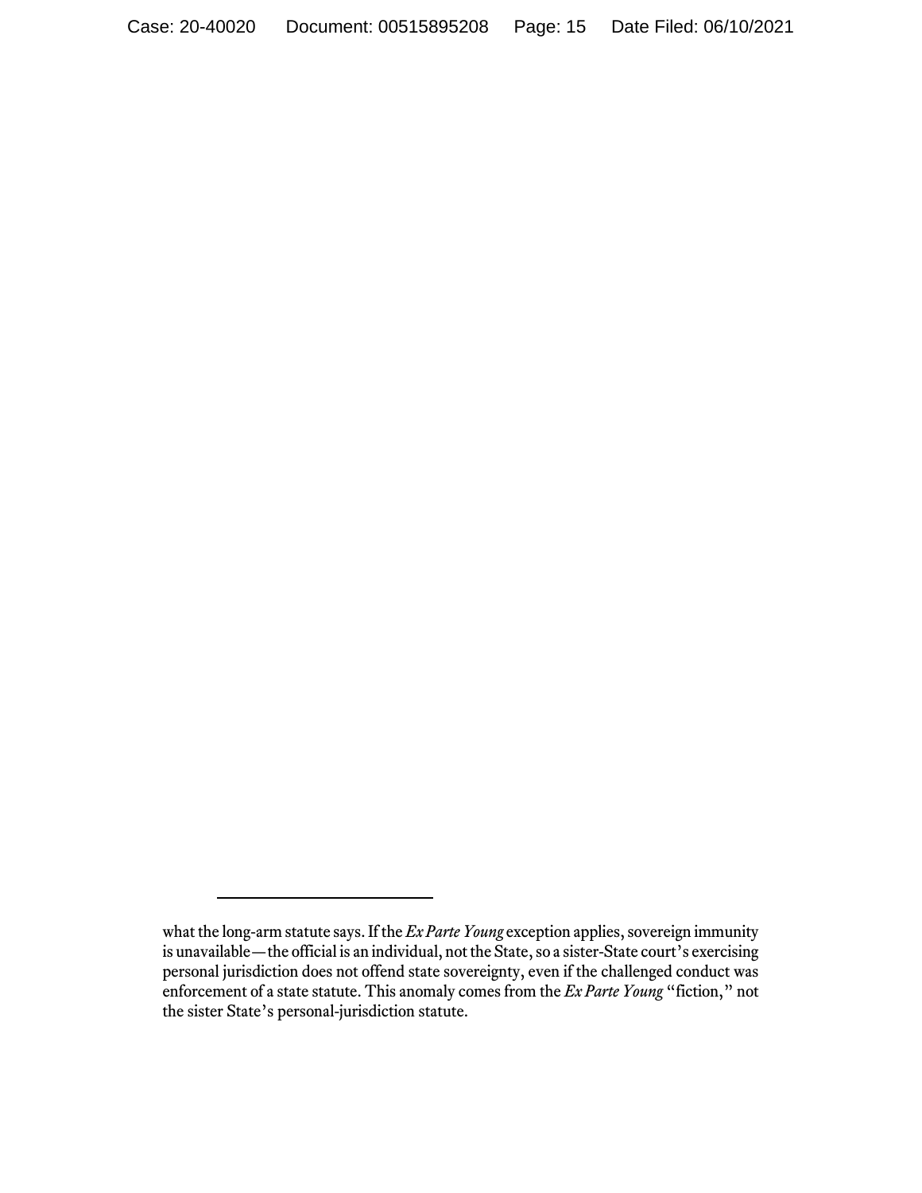what the long-arm statute says. If the *Ex Parte Young* exception applies, sovereign immunity is unavailable—the official is an individual, not the State, so a sister-State court's exercising personal jurisdiction does not offend state sovereignty, even if the challenged conduct was enforcement of a state statute. This anomaly comes from the *Ex Parte Young* "fiction," not the sister State's personal-jurisdiction statute.